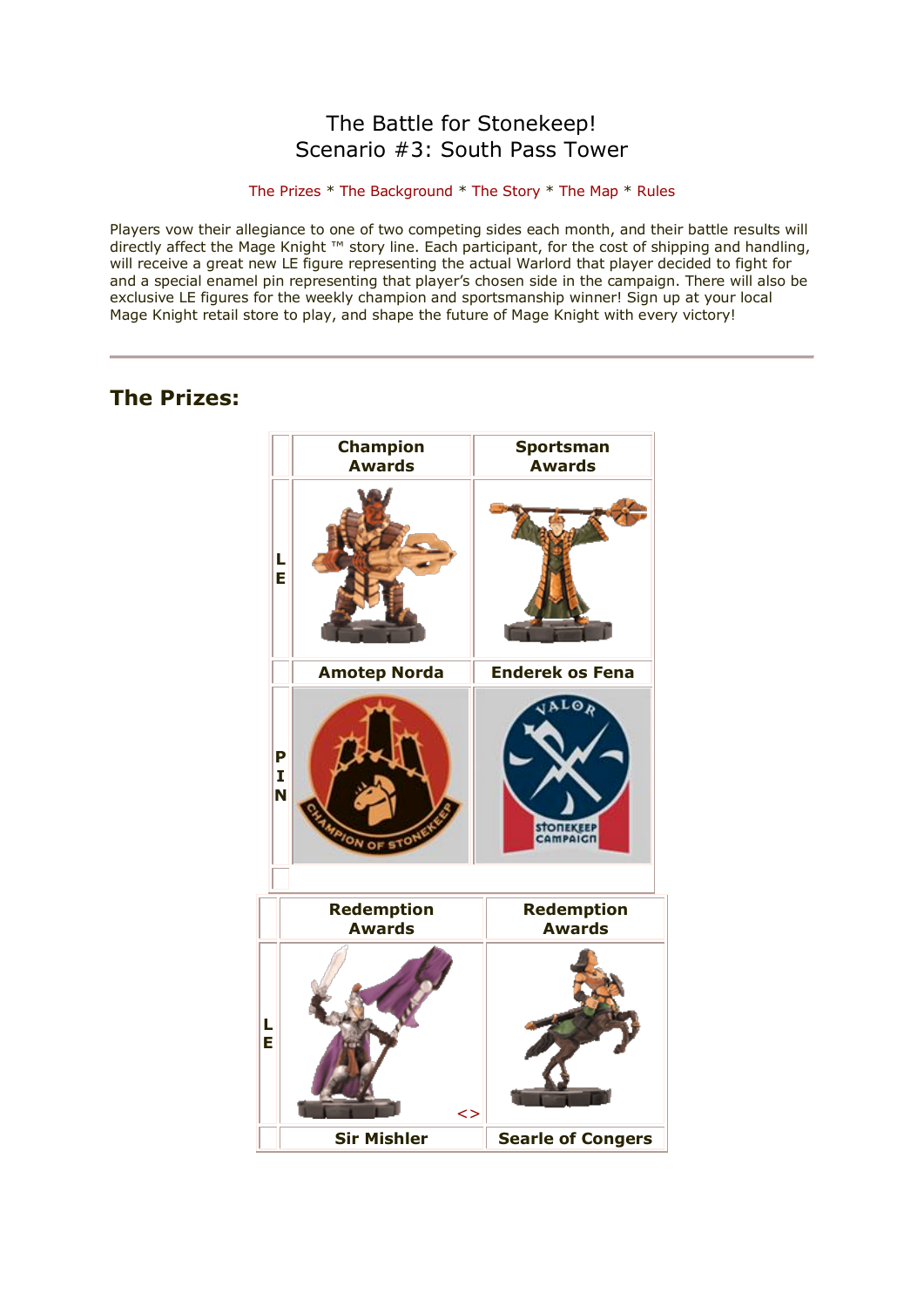# The Battle for Stonekeep!
# Scenario #3: South Pass Tower

The Prizes * The Background * The Story * The Map * Rules

Players vow their allegiance to one of two competing sides each month, and their battle results will directly affect the Mage Knight ™ story line. Each participant, for the cost of shipping and handling, will receive a great new LE figure representing the actual Warlord that player decided to fight for and a special enamel pin representing that player's chosen side in the campaign. There will also be exclusive LE figures for the weekly champion and sportsmanship winner! Sign up at your local Mage Knight retail store to play, and shape the future of Mage Knight with every victory!

---

## The Prizes:

| | Champion Awards | Sportsman Awards |
|---|---|---|
| LE | Amotep Norda | Enderek os Fena |
| PIN | | |

| | Redemption Awards | Redemption Awards |
|---|---|---|
| LE | Sir Mishler | Searle of Congers |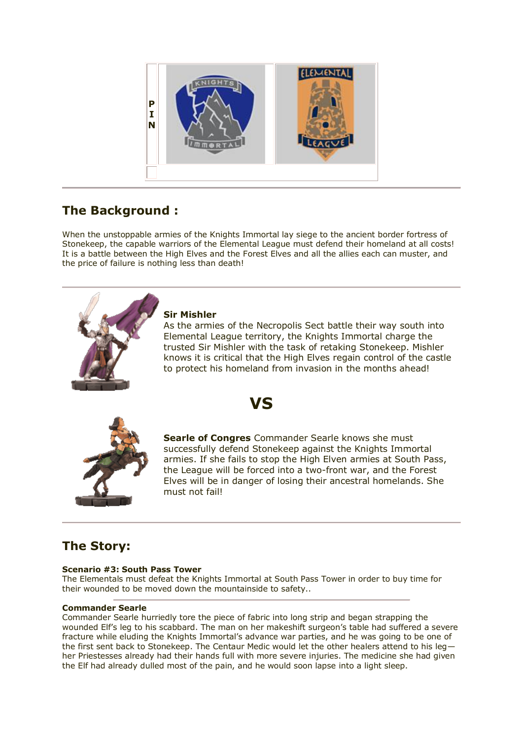P
I
N

## The Background :

When the unstoppable armies of the Knights Immortal lay siege to the ancient border fortress of Stonekeep, the capable warriors of the Elemental League must defend their homeland at all costs! It is a battle between the High Elves and the Forest Elves and all the allies each can muster, and the price of failure is nothing less than death!

**Sir Mishler**
As the armies of the Necropolis Sect battle their way south into Elemental League territory, the Knights Immortal charge the trusted Sir Mishler with the task of retaking Stonekeep. Mishler knows it is critical that the High Elves regain control of the castle to protect his homeland from invasion in the months ahead!

# VS

**Searle of Congres** Commander Searle knows she must successfully defend Stonekeep against the Knights Immortal armies. If she fails to stop the High Elven armies at South Pass, the League will be forced into a two-front war, and the Forest Elves will be in danger of losing their ancestral homelands. She must not fail!

## The Story:

**Scenario #3: South Pass Tower**
The Elementals must defeat the Knights Immortal at South Pass Tower in order to buy time for their wounded to be moved down the mountainside to safety..

**Commander Searle**
Commander Searle hurriedly tore the piece of fabric into long strip and began strapping the wounded Elf's leg to his scabbard. The man on her makeshift surgeon's table had suffered a severe fracture while eluding the Knights Immortal's advance war parties, and he was going to be one of the first sent back to Stonekeep. The Centaur Medic would let the other healers attend to his leg—her Priestesses already had their hands full with more severe injuries. The medicine she had given the Elf had already dulled most of the pain, and he would soon lapse into a light sleep.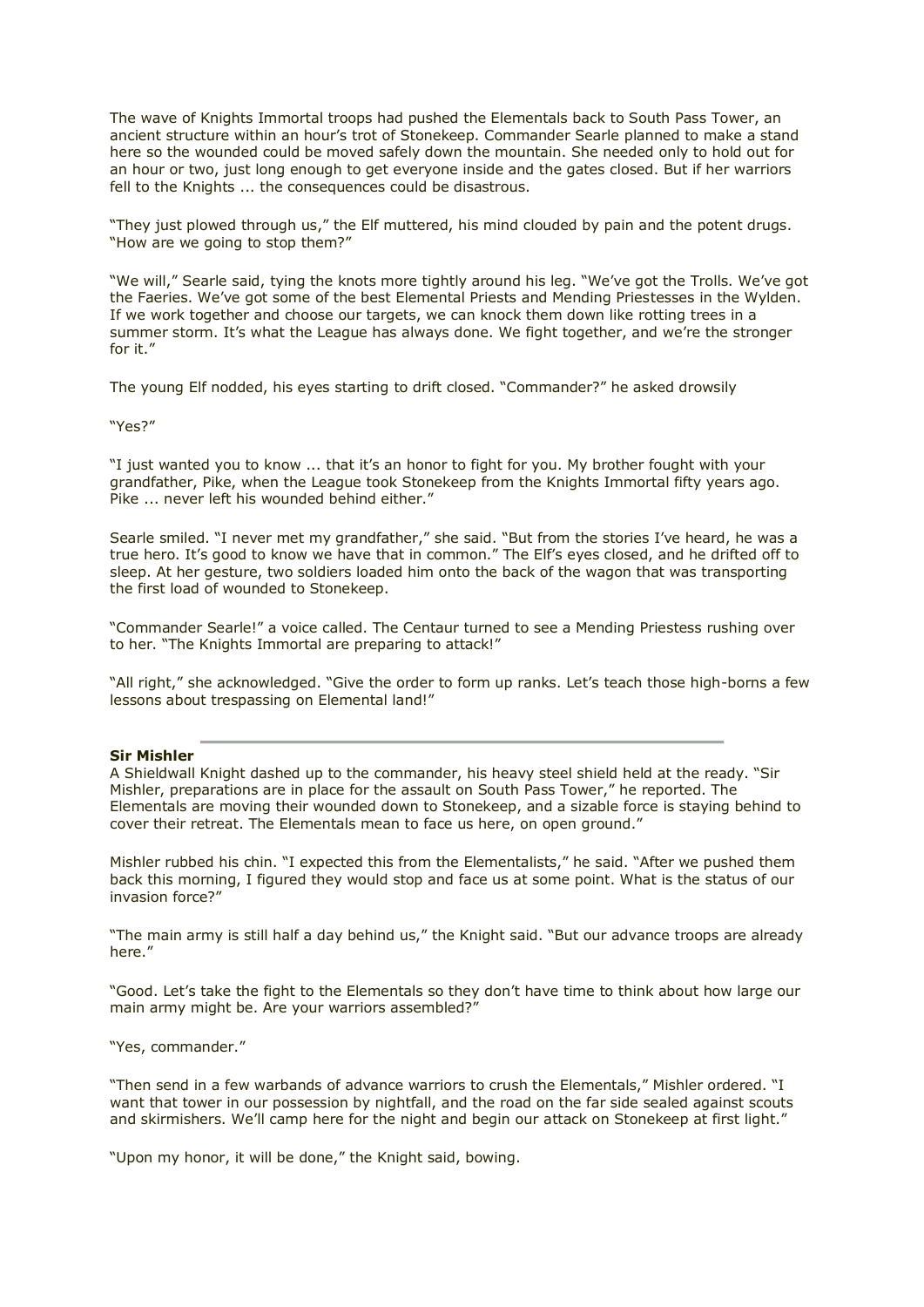The wave of Knights Immortal troops had pushed the Elementals back to South Pass Tower, an ancient structure within an hour's trot of Stonekeep. Commander Searle planned to make a stand here so the wounded could be moved safely down the mountain. She needed only to hold out for an hour or two, just long enough to get everyone inside and the gates closed. But if her warriors fell to the Knights ... the consequences could be disastrous.

"They just plowed through us," the Elf muttered, his mind clouded by pain and the potent drugs. "How are we going to stop them?"

"We will," Searle said, tying the knots more tightly around his leg. "We've got the Trolls. We've got the Faeries. We've got some of the best Elemental Priests and Mending Priestesses in the Wylden. If we work together and choose our targets, we can knock them down like rotting trees in a summer storm. It's what the League has always done. We fight together, and we're the stronger for it."

The young Elf nodded, his eyes starting to drift closed. "Commander?" he asked drowsily

"Yes?"

"I just wanted you to know ... that it's an honor to fight for you. My brother fought with your grandfather, Pike, when the League took Stonekeep from the Knights Immortal fifty years ago. Pike ... never left his wounded behind either."

Searle smiled. "I never met my grandfather," she said. "But from the stories I've heard, he was a true hero. It's good to know we have that in common." The Elf's eyes closed, and he drifted off to sleep. At her gesture, two soldiers loaded him onto the back of the wagon that was transporting the first load of wounded to Stonekeep.

"Commander Searle!" a voice called. The Centaur turned to see a Mending Priestess rushing over to her. "The Knights Immortal are preparing to attack!"

"All right," she acknowledged. "Give the order to form up ranks. Let's teach those high-borns a few lessons about trespassing on Elemental land!"

---

**Sir Mishler**

A Shieldwall Knight dashed up to the commander, his heavy steel shield held at the ready. "Sir Mishler, preparations are in place for the assault on South Pass Tower," he reported. The Elementals are moving their wounded down to Stonekeep, and a sizable force is staying behind to cover their retreat. The Elementals mean to face us here, on open ground."

Mishler rubbed his chin. "I expected this from the Elementalists," he said. "After we pushed them back this morning, I figured they would stop and face us at some point. What is the status of our invasion force?"

"The main army is still half a day behind us," the Knight said. "But our advance troops are already here."

"Good. Let's take the fight to the Elementals so they don't have time to think about how large our main army might be. Are your warriors assembled?"

"Yes, commander."

"Then send in a few warbands of advance warriors to crush the Elementals," Mishler ordered. "I want that tower in our possession by nightfall, and the road on the far side sealed against scouts and skirmishers. We'll camp here for the night and begin our attack on Stonekeep at first light."

"Upon my honor, it will be done," the Knight said, bowing.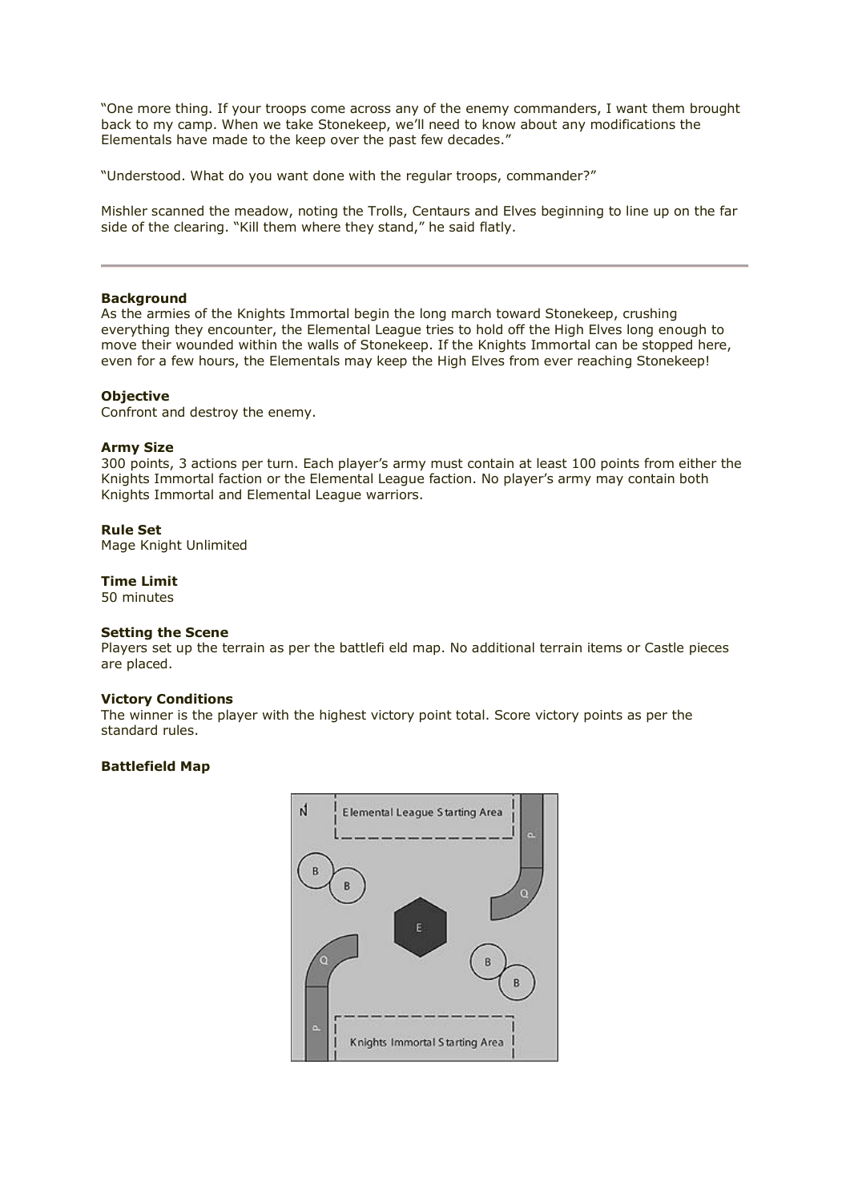"One more thing. If your troops come across any of the enemy commanders, I want them brought back to my camp. When we take Stonekeep, we'll need to know about any modifications the Elementals have made to the keep over the past few decades."

"Understood. What do you want done with the regular troops, commander?"

Mishler scanned the meadow, noting the Trolls, Centaurs and Elves beginning to line up on the far side of the clearing. "Kill them where they stand," he said flatly.

---

**Background**
As the armies of the Knights Immortal begin the long march toward Stonekeep, crushing everything they encounter, the Elemental League tries to hold off the High Elves long enough to move their wounded within the walls of Stonekeep. If the Knights Immortal can be stopped here, even for a few hours, the Elementals may keep the High Elves from ever reaching Stonekeep!

**Objective**
Confront and destroy the enemy.

**Army Size**
300 points, 3 actions per turn. Each player's army must contain at least 100 points from either the Knights Immortal faction or the Elemental League faction. No player's army may contain both Knights Immortal and Elemental League warriors.

**Rule Set**
Mage Knight Unlimited

**Time Limit**
50 minutes

**Setting the Scene**
Players set up the terrain as per the battlefi eld map. No additional terrain items or Castle pieces are placed.

**Victory Conditions**
The winner is the player with the highest victory point total. Score victory points as per the standard rules.

**Battlefield Map**

N

Elemental League Starting Area

P

Q

B

B

E

B

B

Q

P

Knights Immortal Starting Area